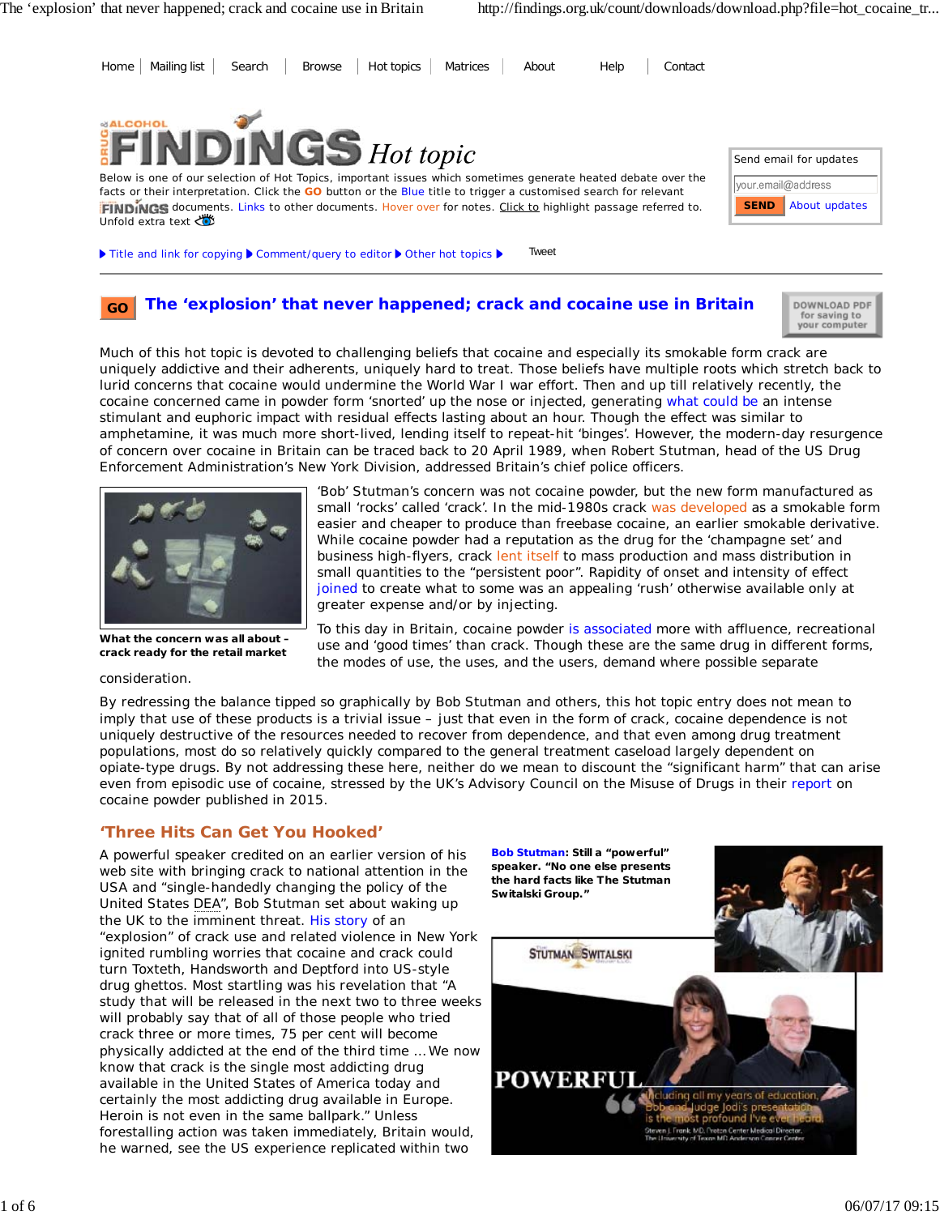Home | Mailing list | Search | Browse | Hot topics | Matrices | About | Help | Contact

# FINDINGS Hot topic

Below is one of our selection of Hot Topics, important issues which sometimes generate heated debate over the facts or their interpretation. Click the GO button or the Blue title to trigger a customised search for relevant FINDINGS documents. Links to other documents. Hover over for notes. Click to highlight passage referred to. Unfold extra text

Send email for updates

SEND About updates

Title and link for copying ▶ Comment/query to editor ▶ Other hot topics ▶ Tweet

## GO The 'explosion' that never happened; crack and cocaine use in Britain

DOWNLOAD PDF for saving to your computer

Much of this hot topic is devoted to challenging beliefs that cocaine and especially its smokable form crack are uniquely addictive and their adherents, uniquely hard to treat. Those beliefs have multiple roots which stretch back to lurid concerns that cocaine would undermine the World War I war effort. Then and up till relatively recently, the cocaine concerned came in powder form 'snorted' up the nose or injected, generating what could be an intense stimulant and euphoric impact with residual effects lasting about an hour. Though the effect was similar to amphetamine, it was much more short-lived, lending itself to repeat-hit 'binges'. However, the modern-day resurgence of concern over cocaine in Britain can be traced back to 20 April 1989, when Robert Stutman, head of the US Drug Enforcement Administration's New York Division, addressed Britain's chief police officers.

What the concern was all about – crack ready for the retail market

'Bob' Stutman's concern was not cocaine powder, but the new form manufactured as small 'rocks' called 'crack'. In the mid-1980s crack was developed as a smokable form easier and cheaper to produce than freebase cocaine, an earlier smokable derivative. While cocaine powder had a reputation as the drug for the 'champagne set' and business high-flyers, crack lent itself to mass production and mass distribution in small quantities to the "persistent poor". Rapidity of onset and intensity of effect joined to create what to some was an appealing 'rush' otherwise available only at greater expense and/or by injecting.

To this day in Britain, cocaine powder is associated more with affluence, recreational use and 'good times' than crack. Though these are the same drug in different forms, the modes of use, the uses, and the users, demand where possible separate consideration.

By redressing the balance tipped so graphically by Bob Stutman and others, this hot topic entry does not mean to imply that use of these products is a trivial issue – just that even in the form of crack, cocaine dependence is not uniquely destructive of the resources needed to recover from dependence, and that even among drug treatment populations, most do so relatively quickly compared to the general treatment caseload largely dependent on opiate-type drugs. By not addressing these here, neither do we mean to discount the "significant harm" that can arise even from episodic use of cocaine, stressed by the UK's Advisory Council on the Misuse of Drugs in their report on cocaine powder published in 2015.

### 'Three Hits Can Get You Hooked'

A powerful speaker credited on an earlier version of his web site with bringing crack to national attention in the USA and "single-handedly changing the policy of the United States DEA", Bob Stutman set about waking up the UK to the imminent threat. His story of an "explosion" of crack use and related violence in New York ignited rumbling worries that cocaine and crack could turn Toxteth, Handsworth and Deptford into US-style drug ghettos. Most startling was his revelation that "A study that will be released in the next two to three weeks will probably say that of all of those people who tried crack three or more times, 75 per cent will become physically addicted at the end of the third time ... We now know that crack is the single most addicting drug available in the United States of America today and certainly the most addicting drug available in Europe. Heroin is not even in the same ballpark." Unless forestalling action was taken immediately, Britain would, he warned, see the US experience replicated within two

**Bob Stutman: Still a "powerful" speaker. "No one else presents the hard facts like The Stutman Switalski Group."**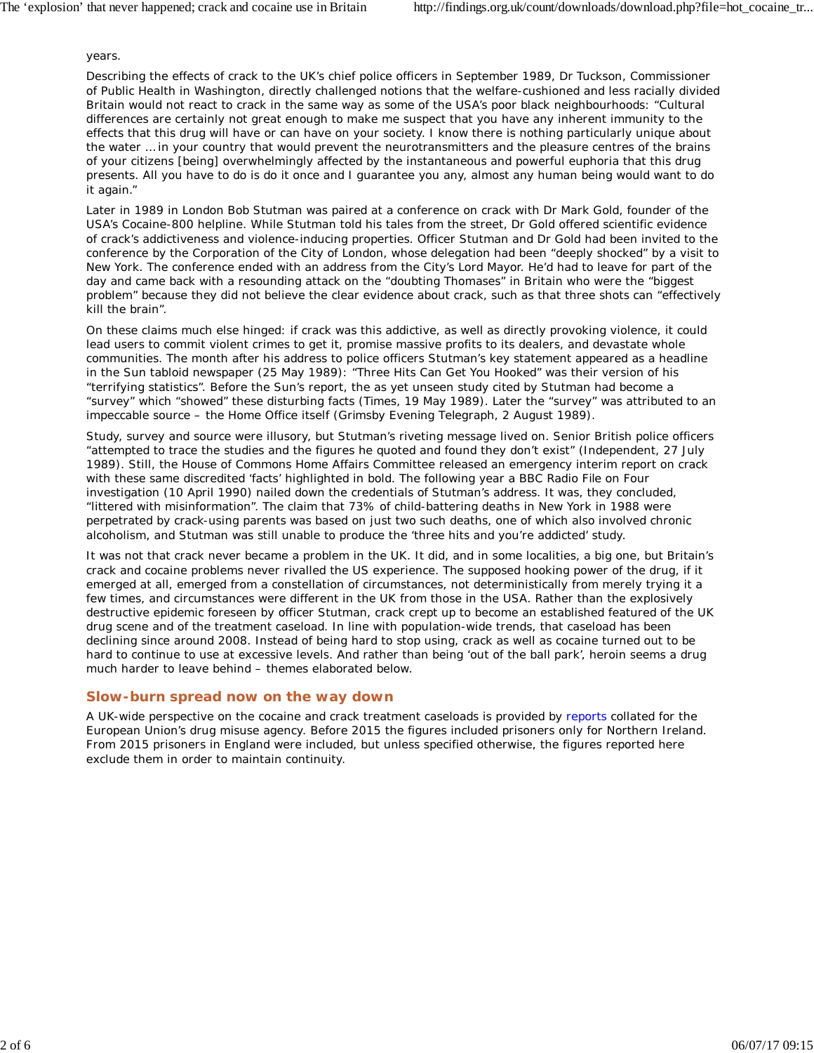years.

Describing the effects of crack to the UK's chief police officers in September 1989, Dr Tuckson, Commissioner of Public Health in Washington, directly challenged notions that the welfare-cushioned and less racially divided Britain would not react to crack in the same way as some of the USA's poor black neighbourhoods: "Cultural differences are certainly not great enough to make me suspect that you have any inherent immunity to the effects that this drug will have or can have on your society. I know there is nothing particularly unique about the water … in your country that would prevent the neurotransmitters and the pleasure centres of the brains of your citizens [being] overwhelmingly affected by the instantaneous and powerful euphoria that this drug presents. All you have to do is do it once and I guarantee you any, almost any human being would want to do it again."

Later in 1989 in London Bob Stutman was paired at a conference on crack with Dr Mark Gold, founder of the USA's Cocaine-800 helpline. While Stutman told his tales from the street, Dr Gold offered scientific evidence of crack's addictiveness and violence-inducing properties. Officer Stutman and Dr Gold had been invited to the conference by the Corporation of the City of London, whose delegation had been "deeply shocked" by a visit to New York. The conference ended with an address from the City's Lord Mayor. He'd had to leave for part of the day and came back with a resounding attack on the "doubting Thomases" in Britain who were the "biggest problem" because they did not believe the clear evidence about crack, such as that three shots can "effectively kill the brain".

On these claims much else hinged: if crack was this addictive, as well as directly provoking violence, it could lead users to commit violent crimes to get it, promise massive profits to its dealers, and devastate whole communities. The month after his address to police officers Stutman's key statement appeared as a headline in the Sun tabloid newspaper (25 May 1989): "Three Hits Can Get You Hooked" was their version of his "terrifying statistics". Before the Sun's report, the as yet unseen study cited by Stutman had become a "survey" which "showed" these disturbing facts (Times, 19 May 1989). Later the "survey" was attributed to an impeccable source – the Home Office itself (Grimsby Evening Telegraph, 2 August 1989).

Study, survey and source were illusory, but Stutman's riveting message lived on. Senior British police officers "attempted to trace the studies and the figures he quoted and found they don't exist" (Independent, 27 July 1989). Still, the House of Commons Home Affairs Committee released an emergency interim report on crack with these same discredited 'facts' highlighted in bold. The following year a BBC Radio File on Four investigation (10 April 1990) nailed down the credentials of Stutman's address. It was, they concluded, "littered with misinformation". The claim that 73% of child-battering deaths in New York in 1988 were perpetrated by crack-using parents was based on just two such deaths, one of which also involved chronic alcoholism, and Stutman was still unable to produce the 'three hits and you're addicted' study.

It was not that crack never became a problem in the UK. It did, and in some localities, a big one, but Britain's crack and cocaine problems never rivalled the US experience. The supposed hooking power of the drug, if it emerged at all, emerged from a constellation of circumstances, not deterministically from merely trying it a few times, and circumstances were different in the UK from those in the USA. Rather than the explosively destructive epidemic foreseen by officer Stutman, crack crept up to become an established featured of the UK drug scene and of the treatment caseload. In line with population-wide trends, that caseload has been declining since around 2008. Instead of being hard to stop using, crack as well as cocaine turned out to be hard to continue to use at excessive levels. And rather than being 'out of the ball park', heroin seems a drug much harder to leave behind – themes elaborated below.

## Slow-burn spread now on the way down

A UK-wide perspective on the cocaine and crack treatment caseloads is provided by reports collated for the European Union's drug misuse agency. Before 2015 the figures included prisoners only for Northern Ireland. From 2015 prisoners in England were included, but unless specified otherwise, the figures reported here exclude them in order to maintain continuity.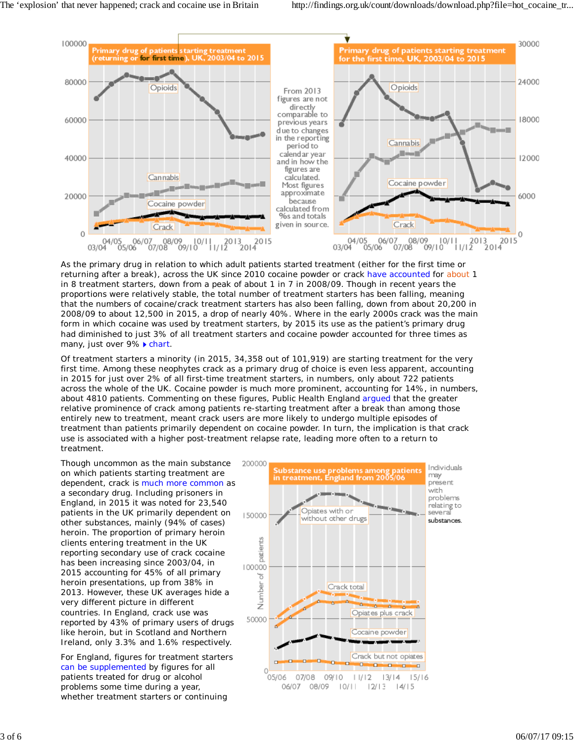As the primary drug in relation to which adult patients started treatment (either for the first time or returning after a break), across the UK since 2010 cocaine powder or crack have accounted for about 1 in 8 treatment starters, down from a peak of about 1 in 7 in 2008/09. Though in recent years the proportions were relatively stable, the total number of treatment starters has been falling, meaning that the numbers of cocaine/crack treatment starters has also been falling, down from about 20,200 in 2008/09 to about 12,500 in 2015, a drop of nearly 40%. Where in the early 2000s crack was the main form in which cocaine was used by treatment starters, by 2015 its use as the patient's primary drug had diminished to just 3% of all treatment starters and cocaine powder accounted for three times as many, just over 9% ▸ chart.

Of treatment starters a minority (in 2015, 34,358 out of 101,919) are starting treatment for the very first time. Among these neophytes crack as a primary drug of choice is even less apparent, accounting in 2015 for just over 2% of first-time treatment starters, in numbers, only about 722 patients across the whole of the UK. Cocaine powder is much more prominent, accounting for 14%, in numbers, about 4810 patients. Commenting on these figures, Public Health England argued that the greater relative prominence of crack among patients re-starting treatment after a break than among those entirely new to treatment, meant crack users are more likely to undergo multiple episodes of treatment than patients primarily dependent on cocaine powder. In turn, the implication is that crack use is associated with a higher post-treatment relapse rate, leading more often to a return to treatment.

Though uncommon as the main substance on which patients starting treatment are dependent, crack is much more common as a secondary drug. Including prisoners in England, in 2015 it was noted for 23,540 patients in the UK primarily dependent on other substances, mainly (94% of cases) heroin. The proportion of primary heroin clients entering treatment in the UK reporting secondary use of crack cocaine has been increasing since 2003/04, in 2015 accounting for 45% of all primary heroin presentations, up from 38% in 2013. However, these UK averages hide a very different picture in different countries. In England, crack use was reported by 43% of primary users of drugs like heroin, but in Scotland and Northern Ireland, only 3.3% and 1.6% respectively.

For England, figures for treatment starters can be supplemented by figures for all patients treated for drug or alcohol problems some time during a year, whether treatment starters or continuing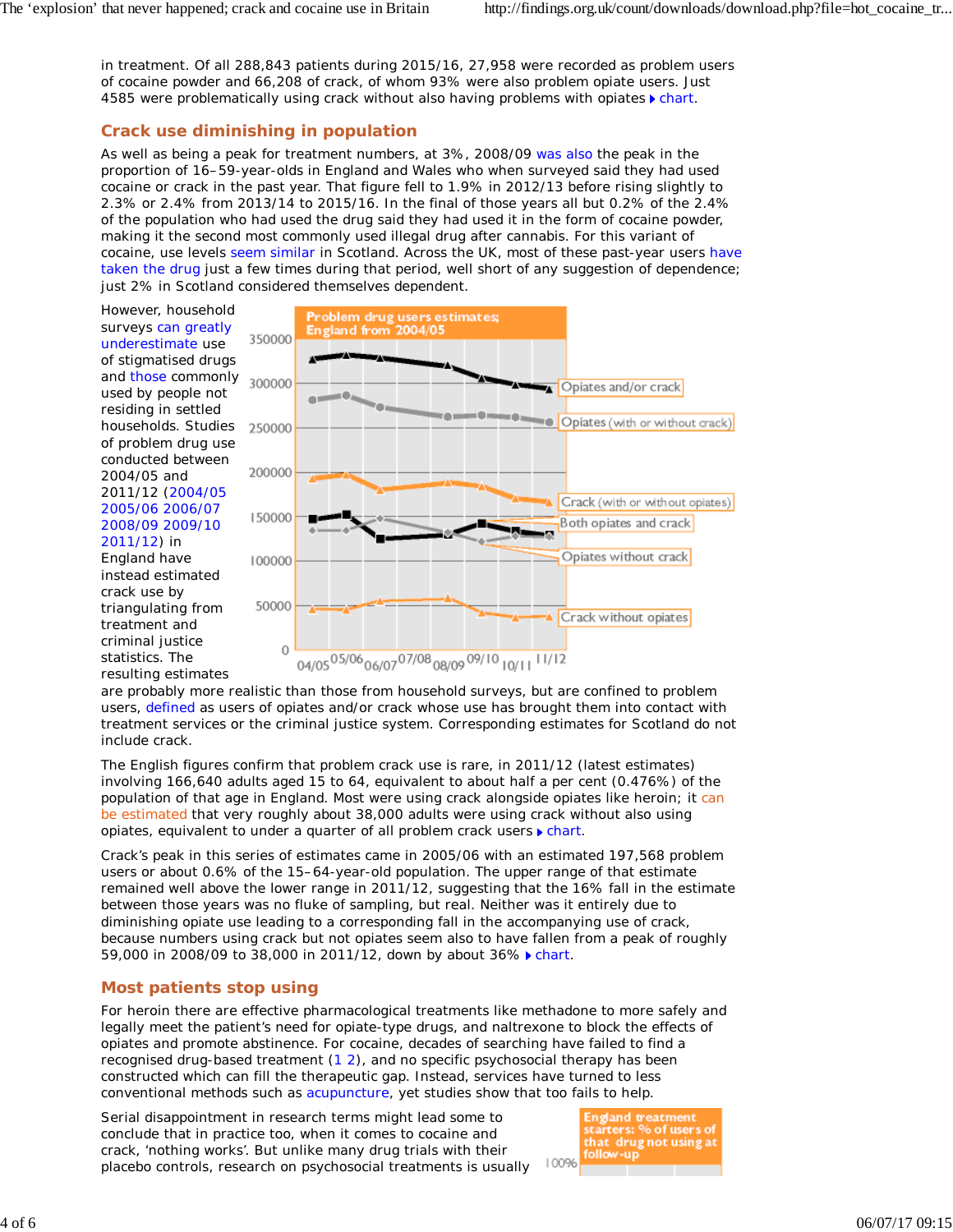in treatment. Of all 288,843 patients during 2015/16, 27,958 were recorded as problem users of cocaine powder and 66,208 of crack, of whom 93% were also problem opiate users. Just 4585 were problematically using crack without also having problems with opiates ▸ chart.

## Crack use diminishing in population

As well as being a peak for treatment numbers, at 3%, 2008/09 was also the peak in the proportion of 16–59-year-olds in England and Wales who when surveyed said they had used cocaine or crack in the past year. That figure fell to 1.9% in 2012/13 before rising slightly to 2.3% or 2.4% from 2013/14 to 2015/16. In the final of those years all but 0.2% of the 2.4% of the population who had used the drug said they had used it in the form of cocaine powder, making it the second most commonly used illegal drug after cannabis. For this variant of cocaine, use levels seem similar in Scotland. Across the UK, most of these past-year users have taken the drug just a few times during that period, well short of any suggestion of dependence; just 2% in Scotland considered themselves dependent.

However, household surveys can greatly underestimate use of stigmatised drugs and those commonly used by people not residing in settled households. Studies of problem drug use conducted between 2004/05 and 2011/12 (2004/05 2005/06 2006/07 2008/09 2009/10 2011/12) in England have instead estimated crack use by triangulating from treatment and criminal justice statistics. The resulting estimates are probably more realistic than those from household surveys, but are confined to problem users, defined as users of opiates and/or crack whose use has brought them into contact with treatment services or the criminal justice system. Corresponding estimates for Scotland do not include crack.

The English figures confirm that problem crack use is rare, in 2011/12 (latest estimates) involving 166,640 adults aged 15 to 64, equivalent to about half a per cent (0.476%) of the population of that age in England. Most were using crack alongside opiates like heroin; it can be estimated that very roughly about 38,000 adults were using crack without also using opiates, equivalent to under a quarter of all problem crack users ▸ chart.

Crack's peak in this series of estimates came in 2005/06 with an estimated 197,568 problem users or about 0.6% of the 15–64-year-old population. The upper range of that estimate remained well above the lower range in 2011/12, suggesting that the 16% fall in the estimate between those years was no fluke of sampling, but real. Neither was it entirely due to diminishing opiate use leading to a corresponding fall in the accompanying use of crack, because numbers using crack but not opiates seem also to have fallen from a peak of roughly 59,000 in 2008/09 to 38,000 in 2011/12, down by about 36% ▸ chart.

## Most patients stop using

For heroin there are effective pharmacological treatments like methadone to more safely and legally meet the patient's need for opiate-type drugs, and naltrexone to block the effects of opiates and promote abstinence. For cocaine, decades of searching have failed to find a recognised drug-based treatment (1 2), and no specific psychosocial therapy has been constructed which can fill the therapeutic gap. Instead, services have turned to less conventional methods such as acupuncture, yet studies show that too fails to help.

Serial disappointment in research terms might lead some to conclude that in practice too, when it comes to cocaine and crack, 'nothing works'. But unlike many drug trials with their placebo controls, research on psychosocial treatments is usually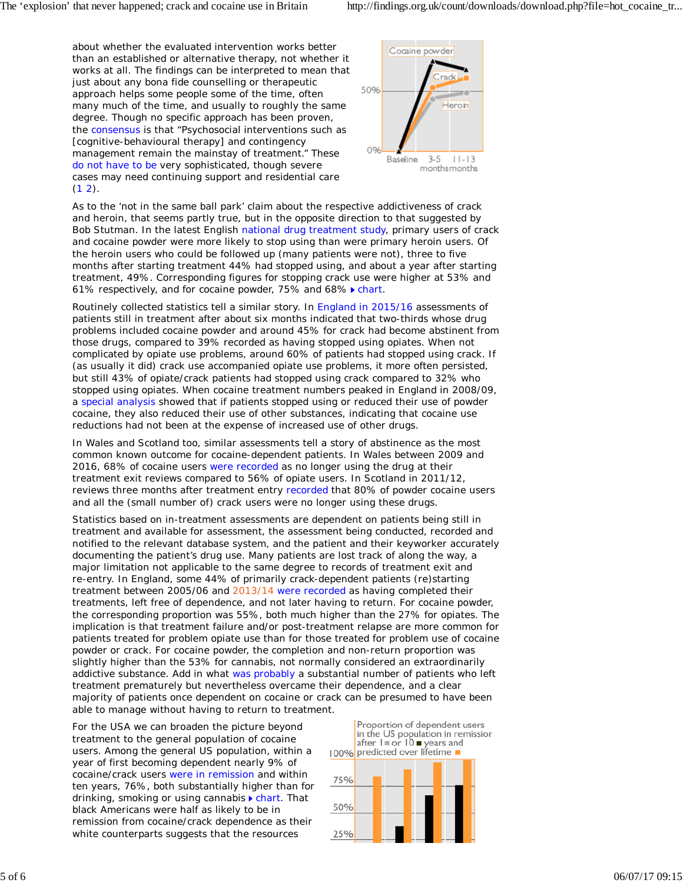about whether the evaluated intervention works better than an established or alternative therapy, not whether it works at all. The findings can be interpreted to mean that just about any bona fide counselling or therapeutic approach helps some people some of the time, often many much of the time, and usually to roughly the same degree. Though no specific approach has been proven, the consensus is that "Psychosocial interventions such as [cognitive-behavioural therapy] and contingency management remain the mainstay of treatment." These do not have to be very sophisticated, though severe cases may need continuing support and residential care (1 2).

Cocaine powder
Crack
Heroin
50%
0%
Baseline 3-5 months 11-13 months

As to the 'not in the same ball park' claim about the respective addictiveness of crack and heroin, that seems partly true, but in the opposite direction to that suggested by Bob Stutman. In the latest English national drug treatment study, primary users of crack and cocaine powder were more likely to stop using than were primary heroin users. Of the heroin users who could be followed up (many patients were not), three to five months after starting treatment 44% had stopped using, and about a year after starting treatment, 49%. Corresponding figures for stopping crack use were higher at 53% and 61% respectively, and for cocaine powder, 75% and 68% ▸ chart.

Routinely collected statistics tell a similar story. In England in 2015/16 assessments of patients still in treatment after about six months indicated that two-thirds whose drug problems included cocaine powder and around 45% for crack had become abstinent from those drugs, compared to 39% recorded as having stopped using opiates. When not complicated by opiate use problems, around 60% of patients had stopped using crack. If (as usually it did) crack use accompanied opiate use problems, it more often persisted, but still 43% of opiate/crack patients had stopped using crack compared to 32% who stopped using opiates. When cocaine treatment numbers peaked in England in 2008/09, a special analysis showed that if patients stopped using or reduced their use of powder cocaine, they also reduced their use of other substances, indicating that cocaine use reductions had not been at the expense of increased use of other drugs.

In Wales and Scotland too, similar assessments tell a story of abstinence as the most common known outcome for cocaine-dependent patients. In Wales between 2009 and 2016, 68% of cocaine users were recorded as no longer using the drug at their treatment exit reviews compared to 56% of opiate users. In Scotland in 2011/12, reviews three months after treatment entry recorded that 80% of powder cocaine users and all the (small number of) crack users were no longer using these drugs.

Statistics based on in-treatment assessments are dependent on patients being still in treatment and available for assessment, the assessment being conducted, recorded and notified to the relevant database system, and the patient and their keyworker accurately documenting the patient's drug use. Many patients are lost track of along the way, a major limitation not applicable to the same degree to records of treatment exit and re-entry. In England, some 44% of primarily crack-dependent patients (re)starting treatment between 2005/06 and 2013/14 were recorded as having completed their treatments, left free of dependence, and not later having to return. For cocaine powder, the corresponding proportion was 55%, both much higher than the 27% for opiates. The implication is that treatment failure and/or post-treatment relapse are more common for patients treated for problem opiate use than for those treated for problem use of cocaine powder or crack. For cocaine powder, the completion and non-return proportion was slightly higher than the 53% for cannabis, not normally considered an extraordinarily addictive substance. Add in what was probably a substantial number of patients who left treatment prematurely but nevertheless overcame their dependence, and a clear majority of patients once dependent on cocaine or crack can be presumed to have been able to manage without having to return to treatment.

For the USA we can broaden the picture beyond treatment to the general population of cocaine users. Among the general US population, within a year of first becoming dependent nearly 9% of cocaine/crack users were in remission and within ten years, 76%, both substantially higher than for drinking, smoking or using cannabis ▸ chart. That black Americans were half as likely to be in remission from cocaine/crack dependence as their white counterparts suggests that the resources

Proportion of dependent users in the US population in remission after 1 or 10 ■ years and predicted over lifetime ■
100%
75%
50%
25%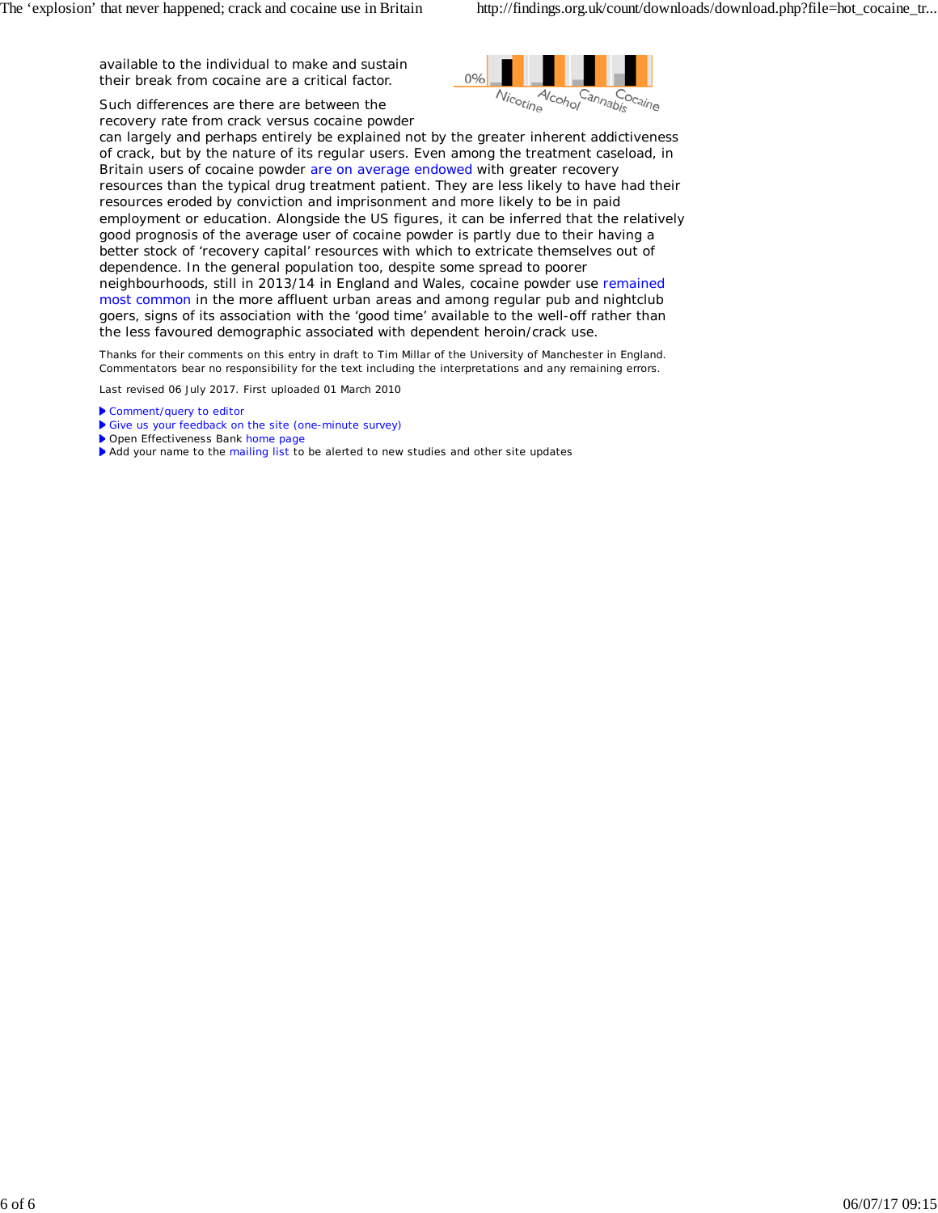available to the individual to make and sustain their break from cocaine are a critical factor.

0%

Nicotine Alcohol Cannabis Cocaine

Such differences as there are between the recovery rate from crack versus cocaine powder can largely and perhaps entirely be explained not by the greater inherent addictiveness of crack, but by the nature of its regular users. Even among the treatment caseload, in Britain users of cocaine powder are on average endowed with greater recovery resources than the typical drug treatment patient. They are less likely to have had their resources eroded by conviction and imprisonment and more likely to be in paid employment or education. Alongside the US figures, it can be inferred that the relatively good prognosis of the average user of cocaine powder is partly due to their having a better stock of 'recovery capital' resources with which to extricate themselves out of dependence. In the general population too, despite some spread to poorer neighbourhoods, still in 2013/14 in England and Wales, cocaine powder use remained most common in the more affluent urban areas and among regular pub and nightclub goers, signs of its association with the 'good time' available to the well-off rather than the less favoured demographic associated with dependent heroin/crack use.

Thanks for their comments on this entry in draft to Tim Millar of the University of Manchester in England. Commentators bear no responsibility for the text including the interpretations and any remaining errors.

Last revised 06 July 2017. First uploaded 01 March 2010

- Comment/query to editor
- Give us your feedback on the site (one-minute survey)
- Open Effectiveness Bank home page
- Add your name to the mailing list to be alerted to new studies and other site updates